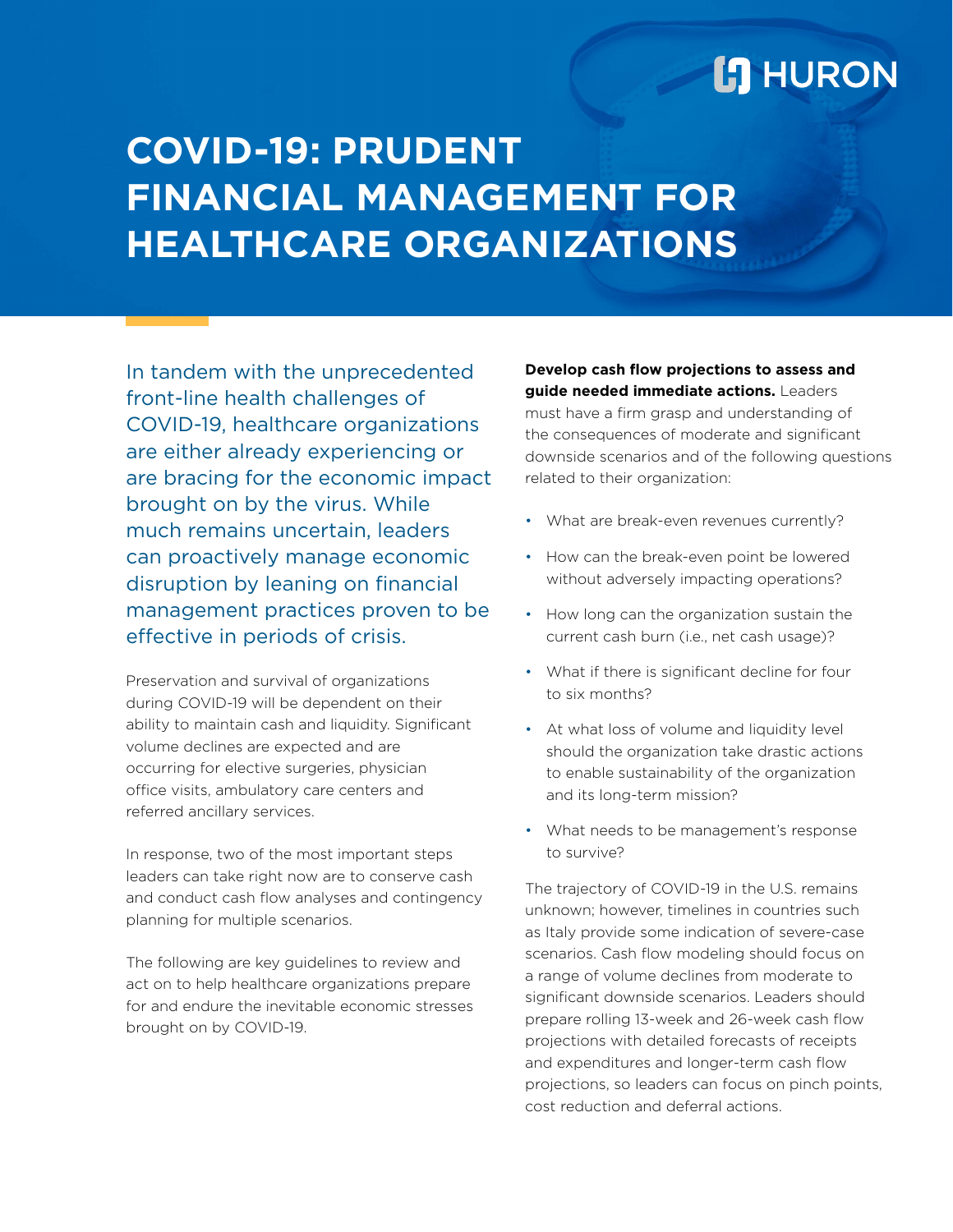# COVID-19: PRUDENT FINANCIAL MANAGEMENT FOR HEALTHCARE ORGANIZATIONS

In tandem with the unprecedented front-line health challenges of COVID-19, healthcare organizations are either already experiencing or are bracing for the economic impact brought on by the virus. While much remains uncertain, leaders can proactively manage economic disruption by leaning on financial management practices proven to be effective in periods of crisis.

Preservation and survival of organizations during COVID-19 will be dependent on their ability to maintain cash and liquidity. Significant volume declines are expected and are occurring for elective surgeries, physician office visits, ambulatory care centers and referred ancillary services.

In response, two of the most important steps leaders can take right now are to conserve cash and conduct cash flow analyses and contingency planning for multiple scenarios.

The following are key guidelines to review and act on to help healthcare organizations prepare for and endure the inevitable economic stresses brought on by COVID-19.

**Develop cash flow projections to assess and guide needed immediate actions.** Leaders must have a firm grasp and understanding of the consequences of moderate and significant downside scenarios and of the following questions related to their organization:

- What are break-even revenues currently?
- How can the break-even point be lowered without adversely impacting operations?
- How long can the organization sustain the current cash burn (i.e., net cash usage)?
- What if there is significant decline for four to six months?
- At what loss of volume and liquidity level should the organization take drastic actions to enable sustainability of the organization and its long-term mission?
- What needs to be management's response to survive?

The trajectory of COVID-19 in the U.S. remains unknown; however, timelines in countries such as Italy provide some indication of severe-case scenarios. Cash flow modeling should focus on a range of volume declines from moderate to significant downside scenarios. Leaders should prepare rolling 13-week and 26-week cash flow projections with detailed forecasts of receipts and expenditures and longer-term cash flow projections, so leaders can focus on pinch points, cost reduction and deferral actions.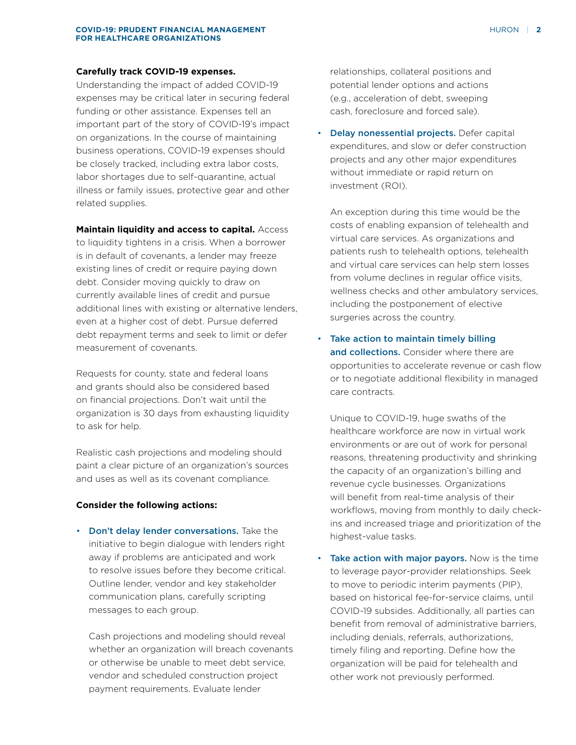**Carefully track COVID-19 expenses.** Understanding the impact of added COVID-19 expenses may be critical later in securing federal funding or other assistance. Expenses tell an important part of the story of COVID-19's impact on organizations. In the course of maintaining business operations, COVID-19 expenses should be closely tracked, including extra labor costs, labor shortages due to self-quarantine, actual illness or family issues, protective gear and other related supplies.

**Maintain liquidity and access to capital.** Access to liquidity tightens in a crisis. When a borrower is in default of covenants, a lender may freeze existing lines of credit or require paying down debt. Consider moving quickly to draw on currently available lines of credit and pursue additional lines with existing or alternative lenders, even at a higher cost of debt. Pursue deferred debt repayment terms and seek to limit or defer measurement of covenants.

Requests for county, state and federal loans and grants should also be considered based on financial projections. Don't wait until the organization is 30 days from exhausting liquidity to ask for help.

Realistic cash projections and modeling should paint a clear picture of an organization's sources and uses as well as its covenant compliance.

**Consider the following actions:**

- **Don't delay lender conversations.** Take the initiative to begin dialogue with lenders right away if problems are anticipated and work to resolve issues before they become critical. Outline lender, vendor and key stakeholder communication plans, carefully scripting messages to each group.

  Cash projections and modeling should reveal whether an organization will breach covenants or otherwise be unable to meet debt service, vendor and scheduled construction project payment requirements. Evaluate lender relationships, collateral positions and potential lender options and actions (e.g., acceleration of debt, sweeping cash, foreclosure and forced sale).

- **Delay nonessential projects.** Defer capital expenditures, and slow or defer construction projects and any other major expenditures without immediate or rapid return on investment (ROI).

  An exception during this time would be the costs of enabling expansion of telehealth and virtual care services. As organizations and patients rush to telehealth options, telehealth and virtual care services can help stem losses from volume declines in regular office visits, wellness checks and other ambulatory services, including the postponement of elective surgeries across the country.

- **Take action to maintain timely billing and collections.** Consider where there are opportunities to accelerate revenue or cash flow or to negotiate additional flexibility in managed care contracts.

  Unique to COVID-19, huge swaths of the healthcare workforce are now in virtual work environments or are out of work for personal reasons, threatening productivity and shrinking the capacity of an organization's billing and revenue cycle businesses. Organizations will benefit from real-time analysis of their workflows, moving from monthly to daily check-ins and increased triage and prioritization of the highest-value tasks.

- **Take action with major payors.** Now is the time to leverage payor-provider relationships. Seek to move to periodic interim payments (PIP), based on historical fee-for-service claims, until COVID-19 subsides. Additionally, all parties can benefit from removal of administrative barriers, including denials, referrals, authorizations, timely filing and reporting. Define how the organization will be paid for telehealth and other work not previously performed.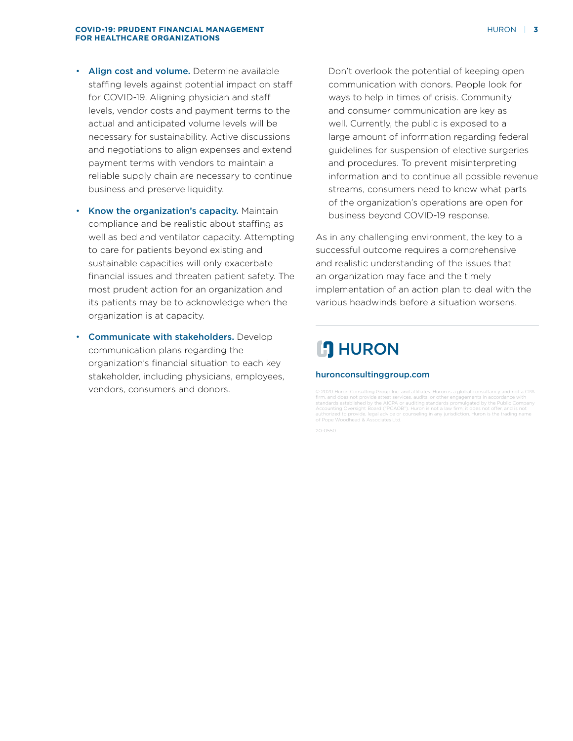- **Align cost and volume.** Determine available staffing levels against potential impact on staff for COVID-19. Aligning physician and staff levels, vendor costs and payment terms to the actual and anticipated volume levels will be necessary for sustainability. Active discussions and negotiations to align expenses and extend payment terms with vendors to maintain a reliable supply chain are necessary to continue business and preserve liquidity.
- **Know the organization's capacity.** Maintain compliance and be realistic about staffing as well as bed and ventilator capacity. Attempting to care for patients beyond existing and sustainable capacities will only exacerbate financial issues and threaten patient safety. The most prudent action for an organization and its patients may be to acknowledge when the organization is at capacity.
- **Communicate with stakeholders.** Develop communication plans regarding the organization's financial situation to each key stakeholder, including physicians, employees, vendors, consumers and donors.

  Don't overlook the potential of keeping open communication with donors. People look for ways to help in times of crisis. Community and consumer communication are key as well. Currently, the public is exposed to a large amount of information regarding federal guidelines for suspension of elective surgeries and procedures. To prevent misinterpreting information and to continue all possible revenue streams, consumers need to know what parts of the organization's operations are open for business beyond COVID-19 response.

As in any challenging environment, the key to a successful outcome requires a comprehensive and realistic understanding of the issues that an organization may face and the timely implementation of an action plan to deal with the various headwinds before a situation worsens.

HURON

huronconsultinggroup.com

© 2020 Huron Consulting Group Inc. and affiliates. Huron is a global consultancy and not a CPA firm, and does not provide attest services, audits, or other engagements in accordance with standards established by the AICPA or auditing standards promulgated by the Public Company Accounting Oversight Board ("PCAOB"). Huron is not a law firm; it does not offer, and is not authorized to provide, legal advice or counseling in any jurisdiction. Huron is the trading name of Pope Woodhead & Associates Ltd.

20-0550